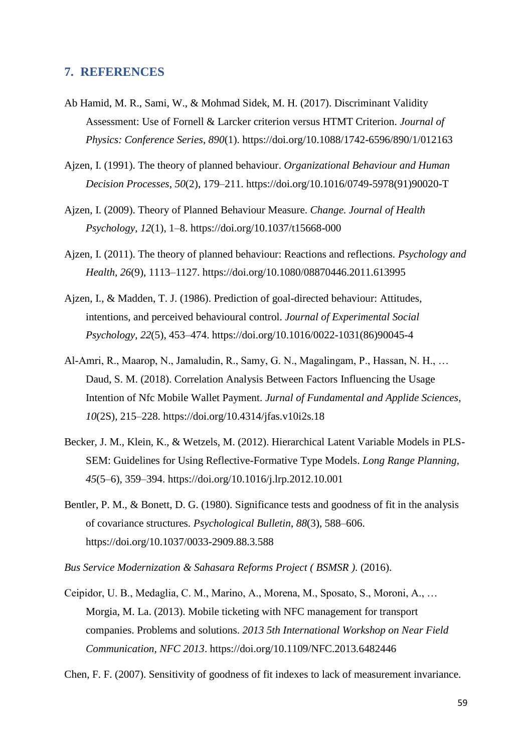## 7. REFERENCES

Ab Hamid, M. R., Sami, W., & Mohmad Sidek, M. H. (2017). Discriminant Validity Assessment: Use of Fornell & Larcker criterion versus HTMT Criterion. *Journal of Physics: Conference Series*, *890*(1). https://doi.org/10.1088/1742-6596/890/1/012163

Ajzen, I. (1991). The theory of planned behaviour. *Organizational Behaviour and Human Decision Processes*, *50*(2), 179–211. https://doi.org/10.1016/0749-5978(91)90020-T

Ajzen, I. (2009). Theory of Planned Behaviour Measure. *Change. Journal of Health Psychology*, *12*(1), 1–8. https://doi.org/10.1037/t15668-000

Ajzen, I. (2011). The theory of planned behaviour: Reactions and reflections. *Psychology and Health*, *26*(9), 1113–1127. https://doi.org/10.1080/08870446.2011.613995

Ajzen, I., & Madden, T. J. (1986). Prediction of goal-directed behaviour: Attitudes, intentions, and perceived behavioural control. *Journal of Experimental Social Psychology*, *22*(5), 453–474. https://doi.org/10.1016/0022-1031(86)90045-4

Al-Amri, R., Maarop, N., Jamaludin, R., Samy, G. N., Magalingam, P., Hassan, N. H., … Daud, S. M. (2018). Correlation Analysis Between Factors Influencing the Usage Intention of Nfc Mobile Wallet Payment. *Jurnal of Fundamental and Applide Sciences*, *10*(2S), 215–228. https://doi.org/10.4314/jfas.v10i2s.18

Becker, J. M., Klein, K., & Wetzels, M. (2012). Hierarchical Latent Variable Models in PLS-SEM: Guidelines for Using Reflective-Formative Type Models. *Long Range Planning*, *45*(5–6), 359–394. https://doi.org/10.1016/j.lrp.2012.10.001

Bentler, P. M., & Bonett, D. G. (1980). Significance tests and goodness of fit in the analysis of covariance structures. *Psychological Bulletin*, *88*(3), 588–606. https://doi.org/10.1037/0033-2909.88.3.588

*Bus Service Modernization & Sahasara Reforms Project ( BSMSR )*. (2016).

Ceipidor, U. B., Medaglia, C. M., Marino, A., Morena, M., Sposato, S., Moroni, A., … Morgia, M. La. (2013). Mobile ticketing with NFC management for transport companies. Problems and solutions. *2013 5th International Workshop on Near Field Communication, NFC 2013*. https://doi.org/10.1109/NFC.2013.6482446

Chen, F. F. (2007). Sensitivity of goodness of fit indexes to lack of measurement invariance.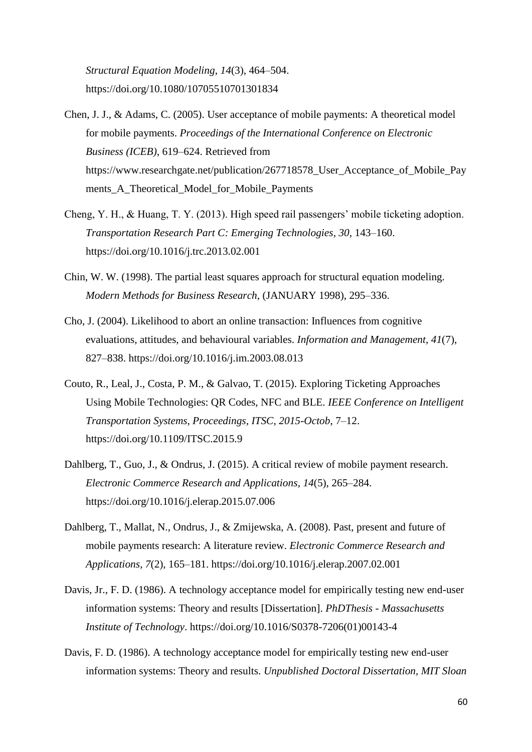*Structural Equation Modeling*, *14*(3), 464–504. https://doi.org/10.1080/10705510701301834

Chen, J. J., & Adams, C. (2005). User acceptance of mobile payments: A theoretical model for mobile payments. *Proceedings of the International Conference on Electronic Business (ICEB)*, 619–624. Retrieved from https://www.researchgate.net/publication/267718578_User_Acceptance_of_Mobile_Payments_A_Theoretical_Model_for_Mobile_Payments

Cheng, Y. H., & Huang, T. Y. (2013). High speed rail passengers' mobile ticketing adoption. *Transportation Research Part C: Emerging Technologies*, *30*, 143–160. https://doi.org/10.1016/j.trc.2013.02.001

Chin, W. W. (1998). The partial least squares approach for structural equation modeling. *Modern Methods for Business Research*, (JANUARY 1998), 295–336.

Cho, J. (2004). Likelihood to abort an online transaction: Influences from cognitive evaluations, attitudes, and behavioural variables. *Information and Management*, *41*(7), 827–838. https://doi.org/10.1016/j.im.2003.08.013

Couto, R., Leal, J., Costa, P. M., & Galvao, T. (2015). Exploring Ticketing Approaches Using Mobile Technologies: QR Codes, NFC and BLE. *IEEE Conference on Intelligent Transportation Systems, Proceedings, ITSC*, *2015-Octob*, 7–12. https://doi.org/10.1109/ITSC.2015.9

Dahlberg, T., Guo, J., & Ondrus, J. (2015). A critical review of mobile payment research. *Electronic Commerce Research and Applications*, *14*(5), 265–284. https://doi.org/10.1016/j.elerap.2015.07.006

Dahlberg, T., Mallat, N., Ondrus, J., & Zmijewska, A. (2008). Past, present and future of mobile payments research: A literature review. *Electronic Commerce Research and Applications*, *7*(2), 165–181. https://doi.org/10.1016/j.elerap.2007.02.001

Davis, Jr., F. D. (1986). A technology acceptance model for empirically testing new end-user information systems: Theory and results [Dissertation]. *PhDThesis - Massachusetts Institute of Technology*. https://doi.org/10.1016/S0378-7206(01)00143-4

Davis, F. D. (1986). A technology acceptance model for empirically testing new end-user information systems: Theory and results. *Unpublished Doctoral Dissertation, MIT Sloan*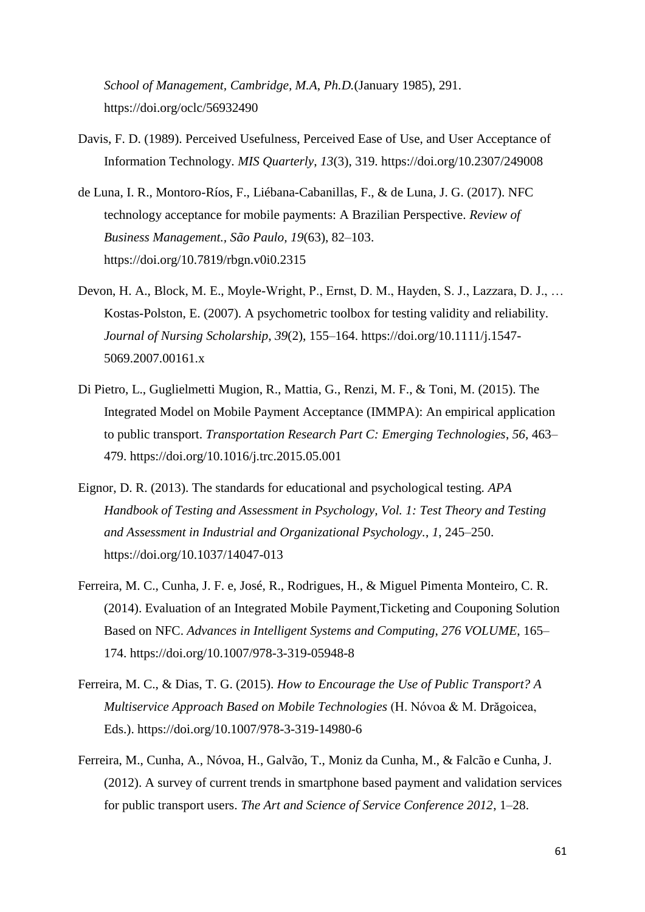*School of Management, Cambridge, M.A*, *Ph.D.*(January 1985), 291. https://doi.org/oclc/56932490

Davis, F. D. (1989). Perceived Usefulness, Perceived Ease of Use, and User Acceptance of Information Technology. *MIS Quarterly*, *13*(3), 319. https://doi.org/10.2307/249008

de Luna, I. R., Montoro-Ríos, F., Liébana-Cabanillas, F., & de Luna, J. G. (2017). NFC technology acceptance for mobile payments: A Brazilian Perspective. *Review of Business Management., São Paulo, 19*(63), 82–103. https://doi.org/10.7819/rbgn.v0i0.2315

Devon, H. A., Block, M. E., Moyle-Wright, P., Ernst, D. M., Hayden, S. J., Lazzara, D. J., … Kostas-Polston, E. (2007). A psychometric toolbox for testing validity and reliability. *Journal of Nursing Scholarship*, *39*(2), 155–164. https://doi.org/10.1111/j.1547-5069.2007.00161.x

Di Pietro, L., Guglielmetti Mugion, R., Mattia, G., Renzi, M. F., & Toni, M. (2015). The Integrated Model on Mobile Payment Acceptance (IMMPA): An empirical application to public transport. *Transportation Research Part C: Emerging Technologies*, *56*, 463–479. https://doi.org/10.1016/j.trc.2015.05.001

Eignor, D. R. (2013). The standards for educational and psychological testing. *APA Handbook of Testing and Assessment in Psychology, Vol. 1: Test Theory and Testing and Assessment in Industrial and Organizational Psychology.*, *1*, 245–250. https://doi.org/10.1037/14047-013

Ferreira, M. C., Cunha, J. F. e, José, R., Rodrigues, H., & Miguel Pimenta Monteiro, C. R. (2014). Evaluation of an Integrated Mobile Payment,Ticketing and Couponing Solution Based on NFC. *Advances in Intelligent Systems and Computing*, *276 VOLUME*, 165–174. https://doi.org/10.1007/978-3-319-05948-8

Ferreira, M. C., & Dias, T. G. (2015). *How to Encourage the Use of Public Transport? A Multiservice Approach Based on Mobile Technologies* (H. Nóvoa & M. Drăgoicea, Eds.). https://doi.org/10.1007/978-3-319-14980-6

Ferreira, M., Cunha, A., Nóvoa, H., Galvão, T., Moniz da Cunha, M., & Falcão e Cunha, J. (2012). A survey of current trends in smartphone based payment and validation services for public transport users. *The Art and Science of Service Conference 2012*, 1–28.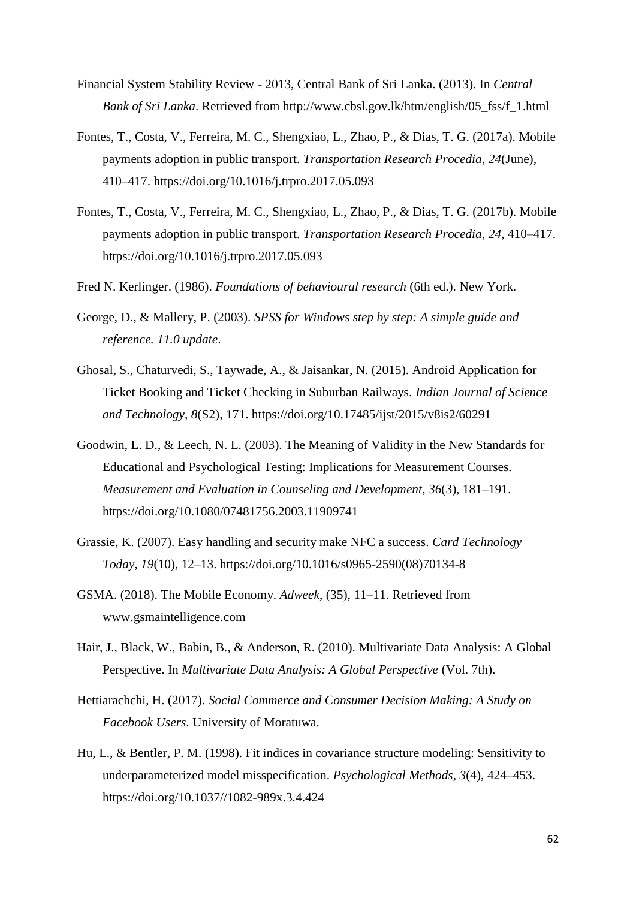Financial System Stability Review - 2013, Central Bank of Sri Lanka. (2013). In *Central Bank of Sri Lanka*. Retrieved from http://www.cbsl.gov.lk/htm/english/05_fss/f_1.html

Fontes, T., Costa, V., Ferreira, M. C., Shengxiao, L., Zhao, P., & Dias, T. G. (2017a). Mobile payments adoption in public transport. *Transportation Research Procedia*, *24*(June), 410–417. https://doi.org/10.1016/j.trpro.2017.05.093

Fontes, T., Costa, V., Ferreira, M. C., Shengxiao, L., Zhao, P., & Dias, T. G. (2017b). Mobile payments adoption in public transport. *Transportation Research Procedia*, *24*, 410–417. https://doi.org/10.1016/j.trpro.2017.05.093

Fred N. Kerlinger. (1986). *Foundations of behavioural research* (6th ed.). New York.

George, D., & Mallery, P. (2003). *SPSS for Windows step by step: A simple guide and reference. 11.0 update*.

Ghosal, S., Chaturvedi, S., Taywade, A., & Jaisankar, N. (2015). Android Application for Ticket Booking and Ticket Checking in Suburban Railways. *Indian Journal of Science and Technology*, *8*(S2), 171. https://doi.org/10.17485/ijst/2015/v8is2/60291

Goodwin, L. D., & Leech, N. L. (2003). The Meaning of Validity in the New Standards for Educational and Psychological Testing: Implications for Measurement Courses. *Measurement and Evaluation in Counseling and Development*, *36*(3), 181–191. https://doi.org/10.1080/07481756.2003.11909741

Grassie, K. (2007). Easy handling and security make NFC a success. *Card Technology Today*, *19*(10), 12–13. https://doi.org/10.1016/s0965-2590(08)70134-8

GSMA. (2018). The Mobile Economy. *Adweek*, (35), 11–11. Retrieved from www.gsmaintelligence.com

Hair, J., Black, W., Babin, B., & Anderson, R. (2010). Multivariate Data Analysis: A Global Perspective. In *Multivariate Data Analysis: A Global Perspective* (Vol. 7th).

Hettiarachchi, H. (2017). *Social Commerce and Consumer Decision Making: A Study on Facebook Users*. University of Moratuwa.

Hu, L., & Bentler, P. M. (1998). Fit indices in covariance structure modeling: Sensitivity to underparameterized model misspecification. *Psychological Methods*, *3*(4), 424–453. https://doi.org/10.1037//1082-989x.3.4.424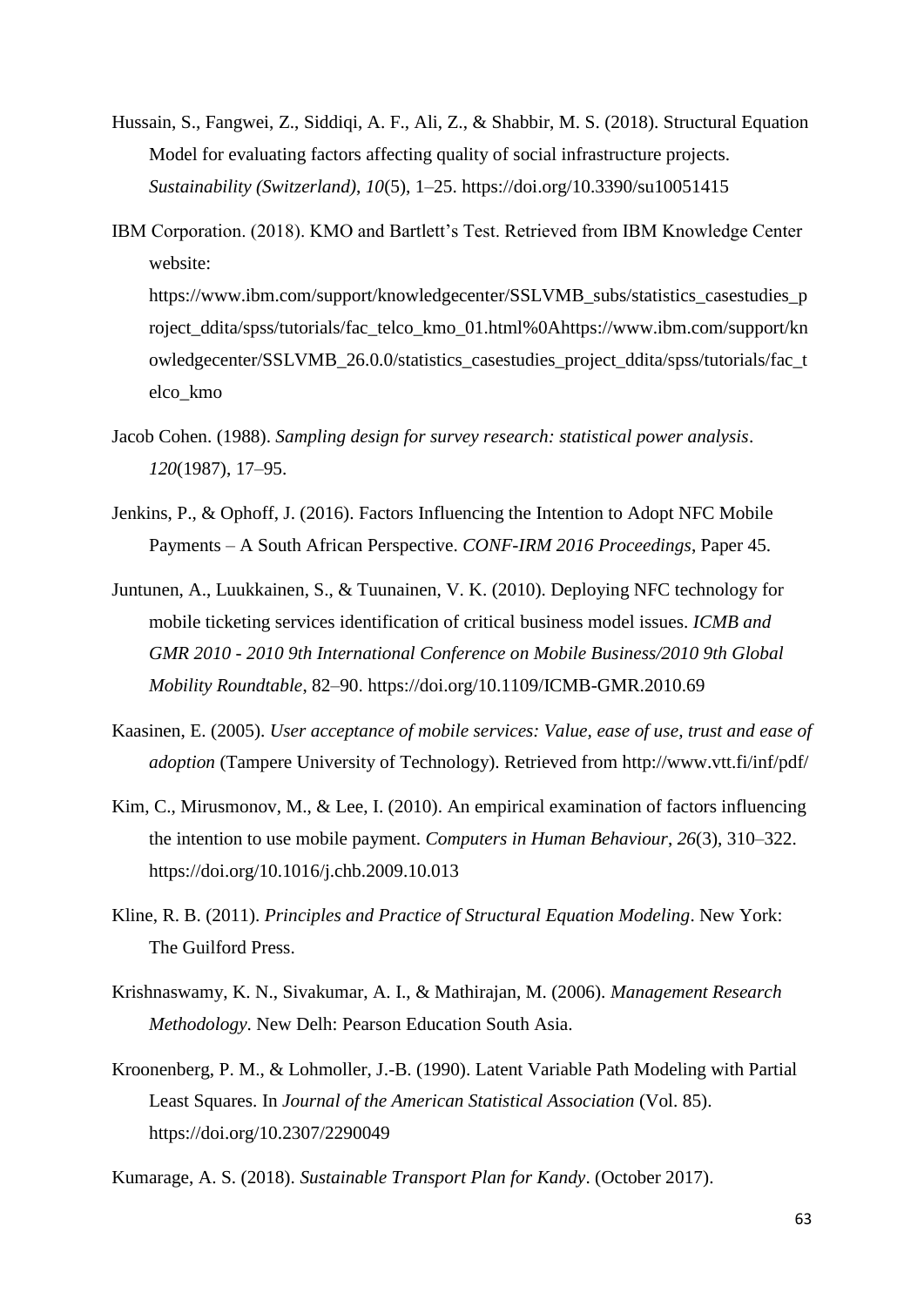Hussain, S., Fangwei, Z., Siddiqi, A. F., Ali, Z., & Shabbir, M. S. (2018). Structural Equation Model for evaluating factors affecting quality of social infrastructure projects. *Sustainability (Switzerland)*, *10*(5), 1–25. https://doi.org/10.3390/su10051415

IBM Corporation. (2018). KMO and Bartlett's Test. Retrieved from IBM Knowledge Center website: https://www.ibm.com/support/knowledgecenter/SSLVMB_subs/statistics_casestudies_project_ddita/spss/tutorials/fac_telco_kmo_01.html%0Ahttps://www.ibm.com/support/knowledgecenter/SSLVMB_26.0.0/statistics_casestudies_project_ddita/spss/tutorials/fac_telco_kmo

Jacob Cohen. (1988). *Sampling design for survey research: statistical power analysis*. *120*(1987), 17–95.

Jenkins, P., & Ophoff, J. (2016). Factors Influencing the Intention to Adopt NFC Mobile Payments – A South African Perspective. *CONF-IRM 2016 Proceedings*, Paper 45.

Juntunen, A., Luukkainen, S., & Tuunainen, V. K. (2010). Deploying NFC technology for mobile ticketing services identification of critical business model issues. *ICMB and GMR 2010 - 2010 9th International Conference on Mobile Business/2010 9th Global Mobility Roundtable*, 82–90. https://doi.org/10.1109/ICMB-GMR.2010.69

Kaasinen, E. (2005). *User acceptance of mobile services: Value, ease of use, trust and ease of adoption* (Tampere University of Technology). Retrieved from http://www.vtt.fi/inf/pdf/

Kim, C., Mirusmonov, M., & Lee, I. (2010). An empirical examination of factors influencing the intention to use mobile payment. *Computers in Human Behaviour*, *26*(3), 310–322. https://doi.org/10.1016/j.chb.2009.10.013

Kline, R. B. (2011). *Principles and Practice of Structural Equation Modeling*. New York: The Guilford Press.

Krishnaswamy, K. N., Sivakumar, A. I., & Mathirajan, M. (2006). *Management Research Methodology*. New Delh: Pearson Education South Asia.

Kroonenberg, P. M., & Lohmoller, J.-B. (1990). Latent Variable Path Modeling with Partial Least Squares. In *Journal of the American Statistical Association* (Vol. 85). https://doi.org/10.2307/2290049

Kumarage, A. S. (2018). *Sustainable Transport Plan for Kandy*. (October 2017).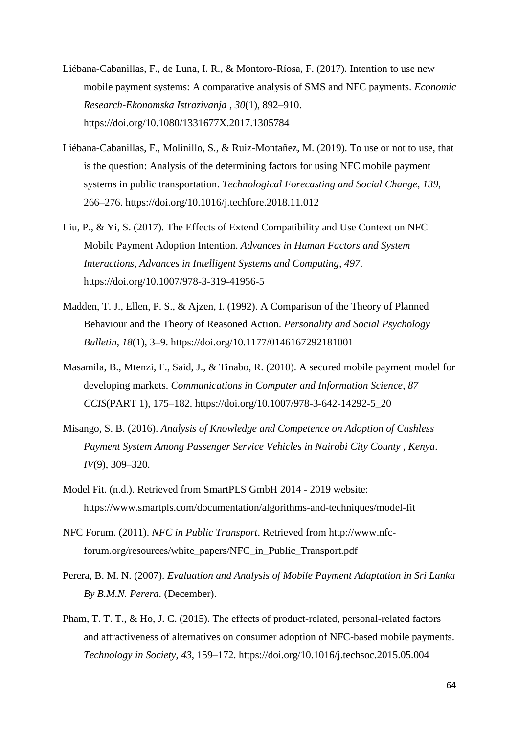Liébana-Cabanillas, F., de Luna, I. R., & Montoro-Ríosa, F. (2017). Intention to use new mobile payment systems: A comparative analysis of SMS and NFC payments. *Economic Research-Ekonomska Istrazivanja* , *30*(1), 892–910. https://doi.org/10.1080/1331677X.2017.1305784

Liébana-Cabanillas, F., Molinillo, S., & Ruiz-Montañez, M. (2019). To use or not to use, that is the question: Analysis of the determining factors for using NFC mobile payment systems in public transportation. *Technological Forecasting and Social Change*, *139*, 266–276. https://doi.org/10.1016/j.techfore.2018.11.012

Liu, P., & Yi, S. (2017). The Effects of Extend Compatibility and Use Context on NFC Mobile Payment Adoption Intention. *Advances in Human Factors and System Interactions, Advances in Intelligent Systems and Computing*, *497*. https://doi.org/10.1007/978-3-319-41956-5

Madden, T. J., Ellen, P. S., & Ajzen, I. (1992). A Comparison of the Theory of Planned Behaviour and the Theory of Reasoned Action. *Personality and Social Psychology Bulletin*, *18*(1), 3–9. https://doi.org/10.1177/0146167292181001

Masamila, B., Mtenzi, F., Said, J., & Tinabo, R. (2010). A secured mobile payment model for developing markets. *Communications in Computer and Information Science*, *87 CCIS*(PART 1), 175–182. https://doi.org/10.1007/978-3-642-14292-5_20

Misango, S. B. (2016). *Analysis of Knowledge and Competence on Adoption of Cashless Payment System Among Passenger Service Vehicles in Nairobi City County , Kenya*. *IV*(9), 309–320.

Model Fit. (n.d.). Retrieved from SmartPLS GmbH 2014 - 2019 website: https://www.smartpls.com/documentation/algorithms-and-techniques/model-fit

NFC Forum. (2011). *NFC in Public Transport*. Retrieved from http://www.nfc-forum.org/resources/white_papers/NFC_in_Public_Transport.pdf

Perera, B. M. N. (2007). *Evaluation and Analysis of Mobile Payment Adaptation in Sri Lanka By B.M.N. Perera*. (December).

Pham, T. T. T., & Ho, J. C. (2015). The effects of product-related, personal-related factors and attractiveness of alternatives on consumer adoption of NFC-based mobile payments. *Technology in Society*, *43*, 159–172. https://doi.org/10.1016/j.techsoc.2015.05.004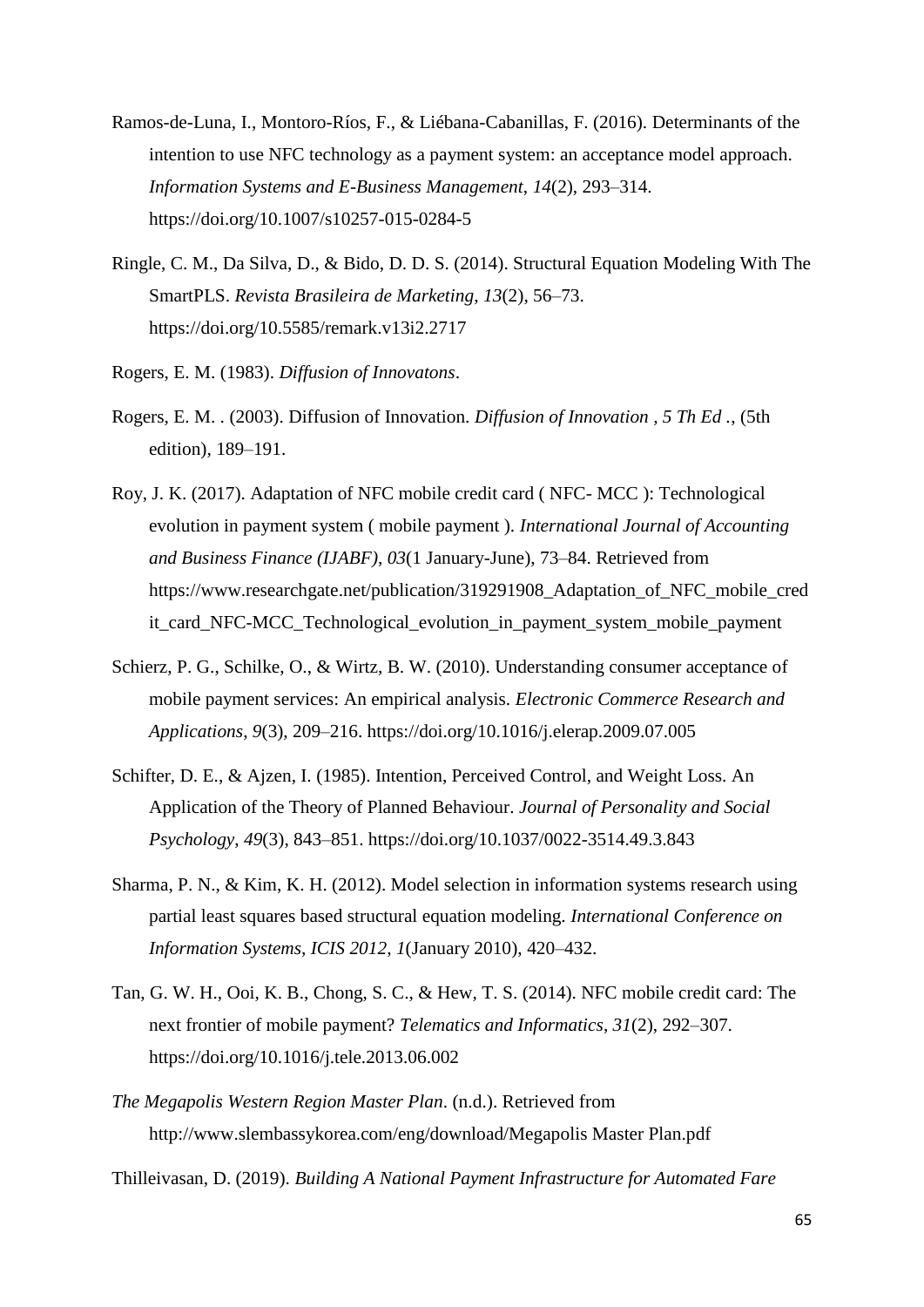Ramos-de-Luna, I., Montoro-Ríos, F., & Liébana-Cabanillas, F. (2016). Determinants of the intention to use NFC technology as a payment system: an acceptance model approach. *Information Systems and E-Business Management*, *14*(2), 293–314. https://doi.org/10.1007/s10257-015-0284-5

Ringle, C. M., Da Silva, D., & Bido, D. D. S. (2014). Structural Equation Modeling With The SmartPLS. *Revista Brasileira de Marketing*, *13*(2), 56–73. https://doi.org/10.5585/remark.v13i2.2717

Rogers, E. M. (1983). *Diffusion of Innovatons*.

Rogers, E. M. . (2003). Diffusion of Innovation. *Diffusion of Innovation , 5 Th Ed .*, (5th edition), 189–191.

Roy, J. K. (2017). Adaptation of NFC mobile credit card ( NFC- MCC ): Technological evolution in payment system ( mobile payment ). *International Journal of Accounting and Business Finance (IJABF)*, *03*(1 January-June), 73–84. Retrieved from https://www.researchgate.net/publication/319291908_Adaptation_of_NFC_mobile_credit_card_NFC-MCC_Technological_evolution_in_payment_system_mobile_payment

Schierz, P. G., Schilke, O., & Wirtz, B. W. (2010). Understanding consumer acceptance of mobile payment services: An empirical analysis. *Electronic Commerce Research and Applications*, *9*(3), 209–216. https://doi.org/10.1016/j.elerap.2009.07.005

Schifter, D. E., & Ajzen, I. (1985). Intention, Perceived Control, and Weight Loss. An Application of the Theory of Planned Behaviour. *Journal of Personality and Social Psychology*, *49*(3), 843–851. https://doi.org/10.1037/0022-3514.49.3.843

Sharma, P. N., & Kim, K. H. (2012). Model selection in information systems research using partial least squares based structural equation modeling. *International Conference on Information Systems, ICIS 2012*, *1*(January 2010), 420–432.

Tan, G. W. H., Ooi, K. B., Chong, S. C., & Hew, T. S. (2014). NFC mobile credit card: The next frontier of mobile payment? *Telematics and Informatics*, *31*(2), 292–307. https://doi.org/10.1016/j.tele.2013.06.002

*The Megapolis Western Region Master Plan*. (n.d.). Retrieved from http://www.slembassykorea.com/eng/download/Megapolis Master Plan.pdf

Thilleivasan, D. (2019). *Building A National Payment Infrastructure for Automated Fare*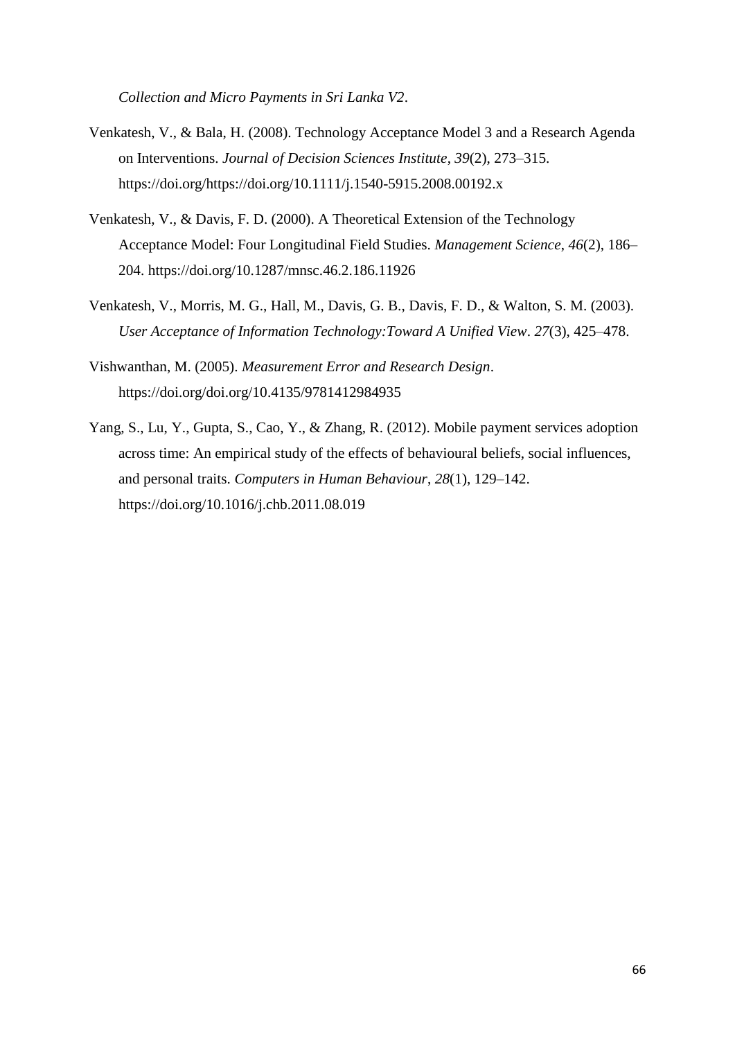*Collection and Micro Payments in Sri Lanka V2*.

Venkatesh, V., & Bala, H. (2008). Technology Acceptance Model 3 and a Research Agenda on Interventions. *Journal of Decision Sciences Institute*, *39*(2), 273–315. https://doi.org/https://doi.org/10.1111/j.1540-5915.2008.00192.x

Venkatesh, V., & Davis, F. D. (2000). A Theoretical Extension of the Technology Acceptance Model: Four Longitudinal Field Studies. *Management Science*, *46*(2), 186–204. https://doi.org/10.1287/mnsc.46.2.186.11926

Venkatesh, V., Morris, M. G., Hall, M., Davis, G. B., Davis, F. D., & Walton, S. M. (2003). *User Acceptance of Information Technology:Toward A Unified View*. *27*(3), 425–478.

Vishwanthan, M. (2005). *Measurement Error and Research Design*. https://doi.org/doi.org/10.4135/9781412984935

Yang, S., Lu, Y., Gupta, S., Cao, Y., & Zhang, R. (2012). Mobile payment services adoption across time: An empirical study of the effects of behavioural beliefs, social influences, and personal traits. *Computers in Human Behaviour*, *28*(1), 129–142. https://doi.org/10.1016/j.chb.2011.08.019